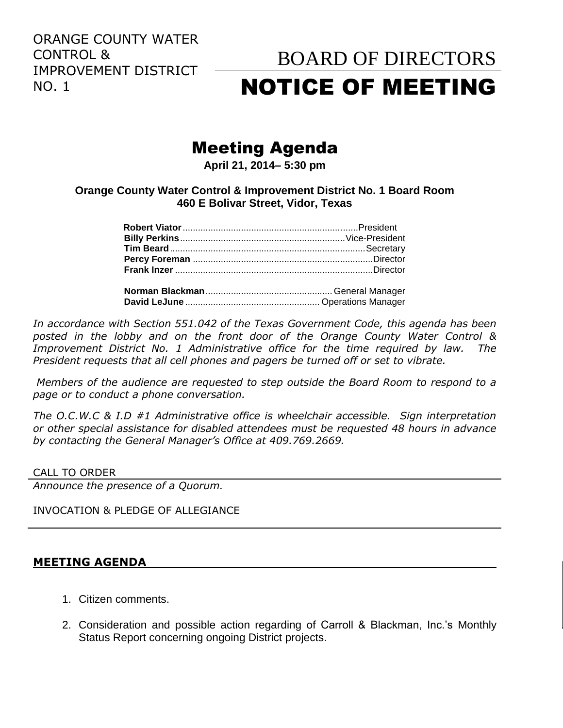ORANGE COUNTY WATER CONTROL & IMPROVEMENT DISTRICT NO. 1

# BOARD OF DIRECTORS

# NOTICE OF MEETING

## Meeting Agenda

**April 21, 2014– 5:30 pm**

**Orange County Water Control & Improvement District No. 1 Board Room**
**460 E Bolivar Street, Vidor, Texas**

**Robert Viator**..........President
**Billy Perkins**..........Vice-President
**Tim Beard**..........Secretary
**Percy Foreman**..........Director
**Frank Inzer**..........Director

**Norman Blackman**..........General Manager
**David LeJune**..........Operations Manager

*In accordance with Section 551.042 of the Texas Government Code, this agenda has been posted in the lobby and on the front door of the Orange County Water Control & Improvement District No. 1 Administrative office for the time required by law. The President requests that all cell phones and pagers be turned off or set to vibrate.*

*Members of the audience are requested to step outside the Board Room to respond to a page or to conduct a phone conversation.*

*The O.C.W.C & I.D #1 Administrative office is wheelchair accessible. Sign interpretation or other special assistance for disabled attendees must be requested 48 hours in advance by contacting the General Manager's Office at 409.769.2669.*

CALL TO ORDER

*Announce the presence of a Quorum.*

INVOCATION & PLEDGE OF ALLEGIANCE

**MEETING AGENDA**

1. Citizen comments.
2. Consideration and possible action regarding of Carroll & Blackman, Inc.'s Monthly Status Report concerning ongoing District projects.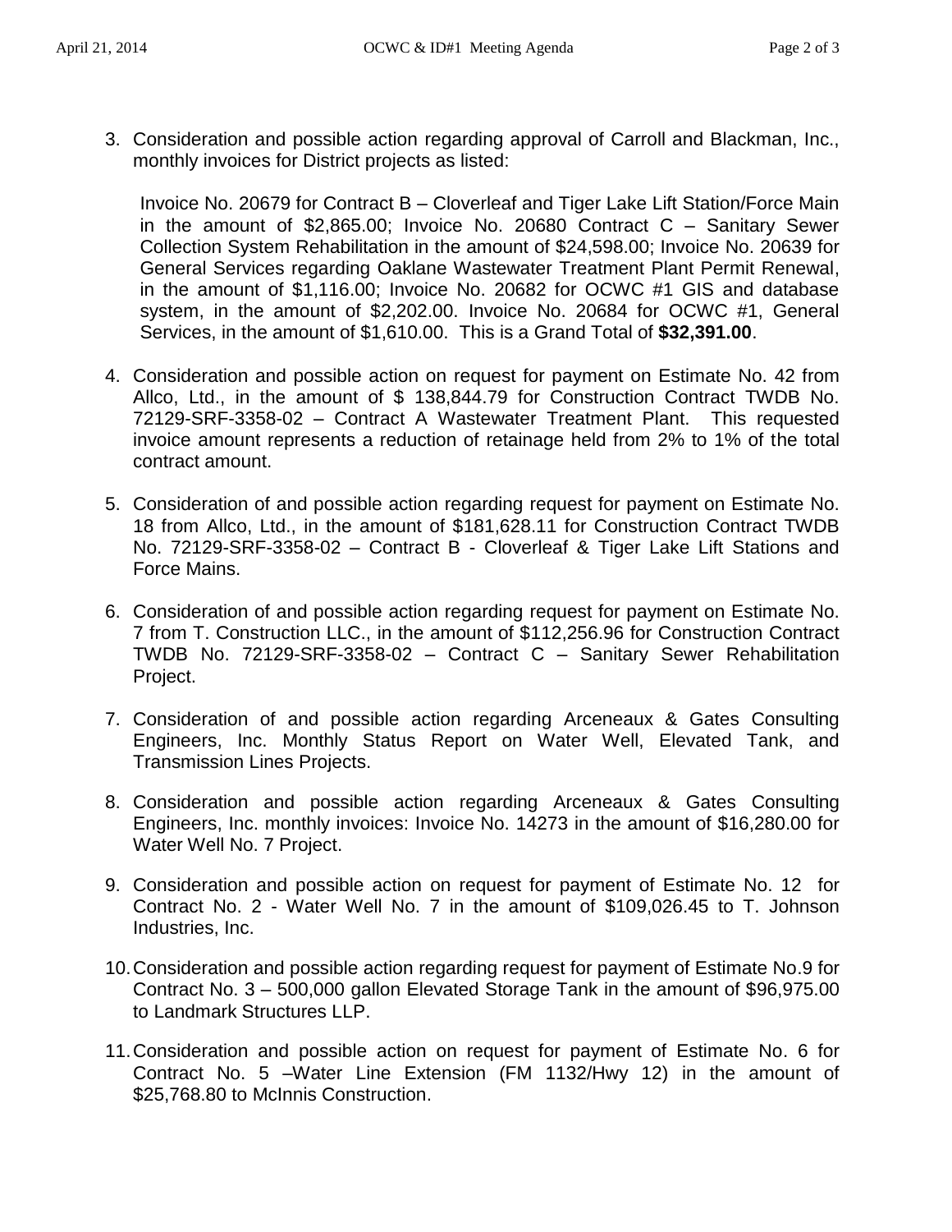3. Consideration and possible action regarding approval of Carroll and Blackman, Inc., monthly invoices for District projects as listed:

   Invoice No. 20679 for Contract B – Cloverleaf and Tiger Lake Lift Station/Force Main in the amount of $2,865.00; Invoice No. 20680 Contract C – Sanitary Sewer Collection System Rehabilitation in the amount of $24,598.00; Invoice No. 20639 for General Services regarding Oaklane Wastewater Treatment Plant Permit Renewal, in the amount of $1,116.00; Invoice No. 20682 for OCWC #1 GIS and database system, in the amount of $2,202.00. Invoice No. 20684 for OCWC #1, General Services, in the amount of $1,610.00. This is a Grand Total of **$32,391.00**.

4. Consideration and possible action on request for payment on Estimate No. 42 from Allco, Ltd., in the amount of $ 138,844.79 for Construction Contract TWDB No. 72129-SRF-3358-02 – Contract A Wastewater Treatment Plant. This requested invoice amount represents a reduction of retainage held from 2% to 1% of the total contract amount.

5. Consideration of and possible action regarding request for payment on Estimate No. 18 from Allco, Ltd., in the amount of $181,628.11 for Construction Contract TWDB No. 72129-SRF-3358-02 – Contract B - Cloverleaf & Tiger Lake Lift Stations and Force Mains.

6. Consideration of and possible action regarding request for payment on Estimate No. 7 from T. Construction LLC., in the amount of $112,256.96 for Construction Contract TWDB No. 72129-SRF-3358-02 – Contract C – Sanitary Sewer Rehabilitation Project.

7. Consideration of and possible action regarding Arceneaux & Gates Consulting Engineers, Inc. Monthly Status Report on Water Well, Elevated Tank, and Transmission Lines Projects.

8. Consideration and possible action regarding Arceneaux & Gates Consulting Engineers, Inc. monthly invoices: Invoice No. 14273 in the amount of $16,280.00 for Water Well No. 7 Project.

9. Consideration and possible action on request for payment of Estimate No. 12 for Contract No. 2 - Water Well No. 7 in the amount of $109,026.45 to T. Johnson Industries, Inc.

10. Consideration and possible action regarding request for payment of Estimate No.9 for Contract No. 3 – 500,000 gallon Elevated Storage Tank in the amount of $96,975.00 to Landmark Structures LLP.

11. Consideration and possible action on request for payment of Estimate No. 6 for Contract No. 5 –Water Line Extension (FM 1132/Hwy 12) in the amount of $25,768.80 to McInnis Construction.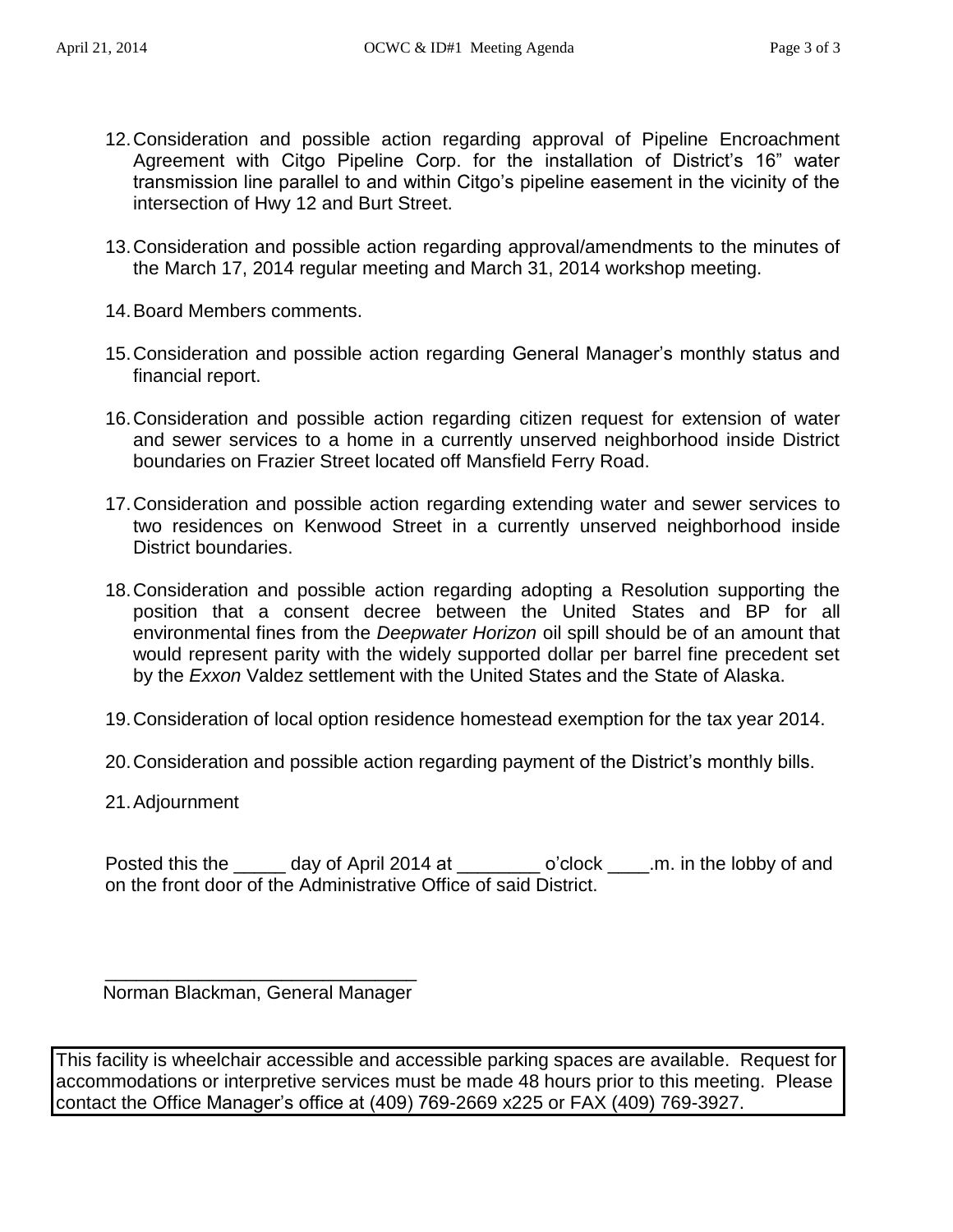12. Consideration and possible action regarding approval of Pipeline Encroachment Agreement with Citgo Pipeline Corp. for the installation of District's 16" water transmission line parallel to and within Citgo's pipeline easement in the vicinity of the intersection of Hwy 12 and Burt Street.

13. Consideration and possible action regarding approval/amendments to the minutes of the March 17, 2014 regular meeting and March 31, 2014 workshop meeting.

14. Board Members comments.

15. Consideration and possible action regarding General Manager's monthly status and financial report.

16. Consideration and possible action regarding citizen request for extension of water and sewer services to a home in a currently unserved neighborhood inside District boundaries on Frazier Street located off Mansfield Ferry Road.

17. Consideration and possible action regarding extending water and sewer services to two residences on Kenwood Street in a currently unserved neighborhood inside District boundaries.

18. Consideration and possible action regarding adopting a Resolution supporting the position that a consent decree between the United States and BP for all environmental fines from the *Deepwater Horizon* oil spill should be of an amount that would represent parity with the widely supported dollar per barrel fine precedent set by the *Exxon* Valdez settlement with the United States and the State of Alaska.

19. Consideration of local option residence homestead exemption for the tax year 2014.

20. Consideration and possible action regarding payment of the District's monthly bills.

21. Adjournment

Posted this the _____ day of April 2014 at ________ o'clock ____.m. in the lobby of and on the front door of the Administrative Office of said District.

_______________________________
Norman Blackman, General Manager

This facility is wheelchair accessible and accessible parking spaces are available. Request for accommodations or interpretive services must be made 48 hours prior to this meeting. Please contact the Office Manager's office at (409) 769-2669 x225 or FAX (409) 769-3927.